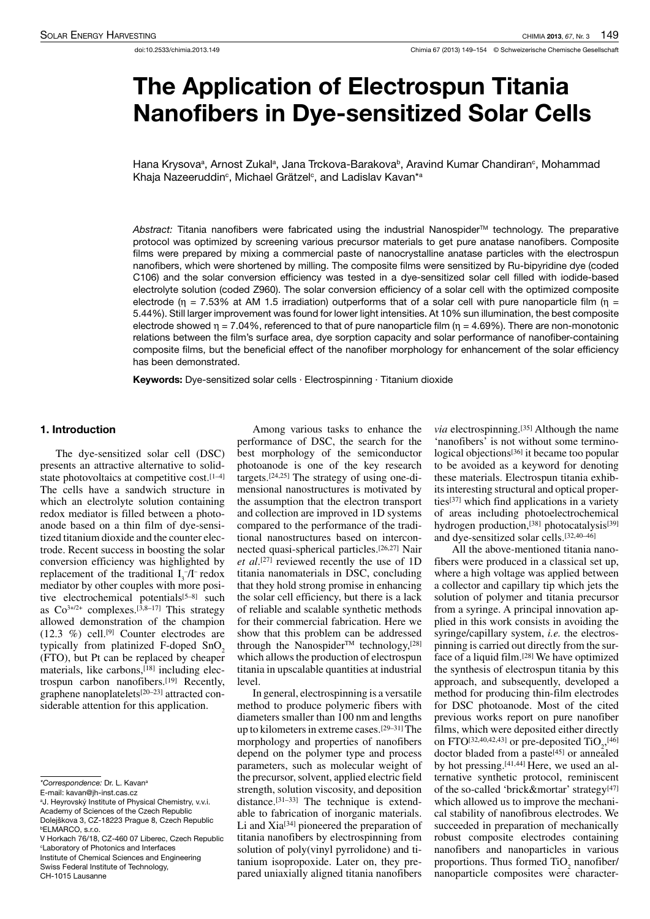doi:10.2533/chimia.2013.149

# The Application of Electrospun Titania Nanofibers in Dye-sensitized Solar Cells

Hana Krysova[a], Arnost Zukal[a], Jana Trckova-Barakova[b], Aravind Kumar Chandiran[c], Mohammad Khaja Nazeeruddin[c], Michael Grätzel[c], and Ladislav Kavan*[a]

*Abstract:* Titania nanofibers were fabricated using the industrial Nanospider™ technology. The preparative protocol was optimized by screening various precursor materials to get pure anatase nanofibers. Composite films were prepared by mixing a commercial paste of nanocrystalline anatase particles with the electrospun nanofibers, which were shortened by milling. The composite films were sensitized by Ru-bipyridine dye (coded C106) and the solar conversion efficiency was tested in a dye-sensitized solar cell filled with iodide-based electrolyte solution (coded Z960). The solar conversion efficiency of a solar cell with the optimized composite electrode (η = 7.53% at AM 1.5 irradiation) outperforms that of a solar cell with pure nanoparticle film (η = 5.44%). Still larger improvement was found for lower light intensities. At 10% sun illumination, the best composite electrode showed η = 7.04%, referenced to that of pure nanoparticle film (η = 4.69%). There are non-monotonic relations between the film's surface area, dye sorption capacity and solar performance of nanofiber-containing composite films, but the beneficial effect of the nanofiber morphology for enhancement of the solar efficiency has been demonstrated.

**Keywords:** Dye-sensitized solar cells · Electrospinning · Titanium dioxide

## 1. Introduction

The dye-sensitized solar cell (DSC) presents an attractive alternative to solid-state photovoltaics at competitive cost.[1–4] The cells have a sandwich structure in which an electrolyte solution containing redox mediator is filled between a photoanode based on a thin film of dye-sensitized titanium dioxide and the counter electrode. Recent success in boosting the solar conversion efficiency was highlighted by replacement of the traditional $I_3^-/I^-$ redox mediator by other couples with more positive electrochemical potentials[5–8] such as $Co^{3+/2+}$ complexes.[3,8–17] This strategy allowed demonstration of the champion (12.3 %) cell.[9] Counter electrodes are typically from platinized F-doped $SnO_2$ (FTO), but Pt can be replaced by cheaper materials, like carbons,[18] including electrospun carbon nanofibers.[19] Recently, graphene nanoplatelets[20–23] attracted considerable attention for this application.

Among various tasks to enhance the performance of DSC, the search for the best morphology of the semiconductor photoanode is one of the key research targets.[24,25] The strategy of using one-dimensional nanostructures is motivated by the assumption that the electron transport and collection are improved in 1D systems compared to the performance of the traditional nanostructures based on interconnected quasi-spherical particles.[26,27] Nair *et al*.[27] reviewed recently the use of 1D titania nanomaterials in DSC, concluding that they hold strong promise in enhancing the solar cell efficiency, but there is a lack of reliable and scalable synthetic methods for their commercial fabrication. Here we show that this problem can be addressed through the Nanospider™ technology,[28] which allows the production of electrospun titania in upscalable quantities at industrial level.

In general, electrospinning is a versatile method to produce polymeric fibers with diameters smaller than 100 nm and lengths up to kilometers in extreme cases.[29–31] The morphology and properties of nanofibers depend on the polymer type and process parameters, such as molecular weight of the precursor, solvent, applied electric field strength, solution viscosity, and deposition distance.[31–33] The technique is extendable to fabrication of inorganic materials. Li and Xia[34] pioneered the preparation of titania nanofibers by electrospinning from solution of poly(vinyl pyrrolidone) and titanium isopropoxide. Later on, they prepared uniaxially aligned titania nanofibers *via* electrospinning.[35] Although the name 'nanofibers' is not without some terminological objections[36] it became too popular to be avoided as a keyword for denoting these materials. Electrospun titania exhibits interesting structural and optical properties[37] which find applications in a variety of areas including photoelectrochemical hydrogen production,[38] photocatalysis[39] and dye-sensitized solar cells.[32,40–46]

All the above-mentioned titania nanofibers were produced in a classical set up, where a high voltage was applied between a collector and capillary tip which jets the solution of polymer and titania precursor from a syringe. A principal innovation applied in this work consists in avoiding the syringe/capillary system, *i.e.* the electrospinning is carried out directly from the surface of a liquid film.[28] We have optimized the synthesis of electrospun titania by this approach, and subsequently, developed a method for producing thin-film electrodes for DSC photoanode. Most of the cited previous works report on pure nanofiber films, which were deposited either directly on FTO[32,40,42,43] or pre-deposited $TiO_2$,[46] doctor bladed from a paste[45] or annealed by hot pressing.[41,44] Here, we used an alternative synthetic protocol, reminiscent of the so-called 'brick&mortar' strategy[47] which allowed us to improve the mechanical stability of nanofibrous electrodes. We succeeded in preparation of mechanically robust composite electrodes containing nanofibers and nanoparticles in various proportions. Thus formed $TiO_2$ nanofiber/nanoparticle composites were character-

---

*Correspondence: Dr. L. Kavan[a]
E-mail: kavan@jh-inst.cas.cz
[a]J. Heyrovský Institute of Physical Chemistry, v.v.i.
Academy of Sciences of the Czech Republic
Dolejškova 3, CZ-18223 Prague 8, Czech Republic
[b]ELMARCO, s.r.o.
V Horkach 76/18, CZ-460 07 Liberec, Czech Republic
[c]Laboratory of Photonics and Interfaces
Institute of Chemical Sciences and Engineering
Swiss Federal Institute of Technology,
CH-1015 Lausanne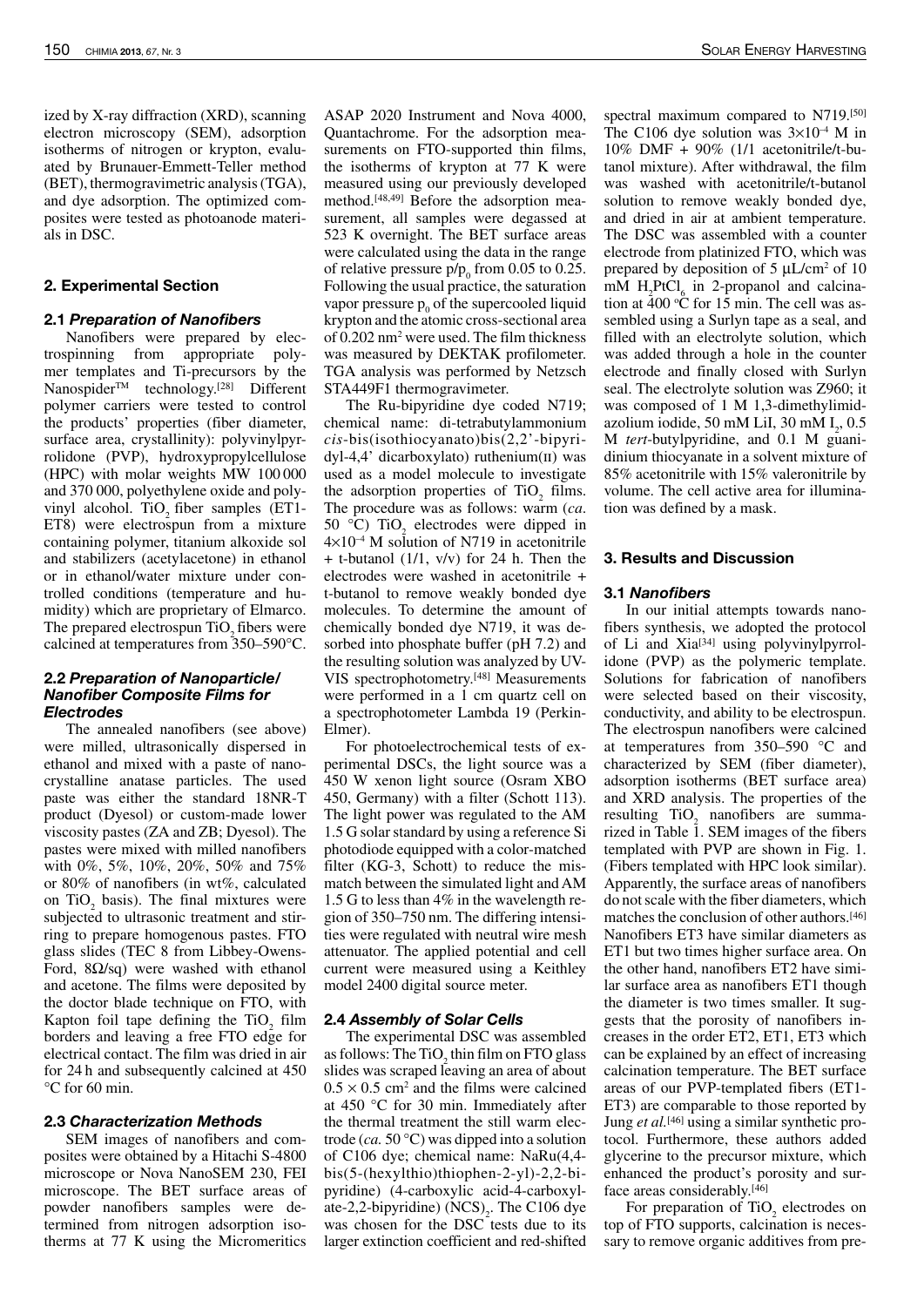ized by X-ray diffraction (XRD), scanning electron microscopy (SEM), adsorption isotherms of nitrogen or krypton, evaluated by Brunauer-Emmett-Teller method (BET), thermogravimetric analysis (TGA), and dye adsorption. The optimized composites were tested as photoanode materials in DSC.

## 2. Experimental Section

### 2.1 *Preparation of Nanofibers*

Nanofibers were prepared by electrospinning from appropriate polymer templates and Ti-precursors by the Nanospider™ technology.[28] Different polymer carriers were tested to control the products' properties (fiber diameter, surface area, crystallinity): polyvinylpyrrolidone (PVP), hydroxypropylcellulose (HPC) with molar weights MW 100 000 and 370 000, polyethylene oxide and polyvinyl alcohol. $TiO_2$ fiber samples (ET1-ET8) were electrospun from a mixture containing polymer, titanium alkoxide sol and stabilizers (acetylacetone) in ethanol or in ethanol/water mixture under controlled conditions (temperature and humidity) which are proprietary of Elmarco. The prepared electrospun $TiO_2$ fibers were calcined at temperatures from 350–590°C.

### 2.2 *Preparation of Nanoparticle/Nanofiber Composite Films for Electrodes*

The annealed nanofibers (see above) were milled, ultrasonically dispersed in ethanol and mixed with a paste of nanocrystalline anatase particles. The used paste was either the standard 18NR-T product (Dyesol) or custom-made lower viscosity pastes (ZA and ZB; Dyesol). The pastes were mixed with milled nanofibers with 0%, 5%, 10%, 20%, 50% and 75% or 80% of nanofibers (in wt%, calculated on $TiO_2$ basis). The final mixtures were subjected to ultrasonic treatment and stirring to prepare homogenous pastes. FTO glass slides (TEC 8 from Libbey-Owens-Ford, 8Ω/sq) were washed with ethanol and acetone. The films were deposited by the doctor blade technique on FTO, with Kapton foil tape defining the $TiO_2$ film borders and leaving a free FTO edge for electrical contact. The film was dried in air for 24 h and subsequently calcined at 450 °C for 60 min.

### 2.3 *Characterization Methods*

SEM images of nanofibers and composites were obtained by a Hitachi S-4800 microscope or Nova NanoSEM 230, FEI microscope. The BET surface areas of powder nanofibers samples were determined from nitrogen adsorption isotherms at 77 K using the Micromeritics ASAP 2020 Instrument and Nova 4000, Quantachrome. For the adsorption measurements on FTO-supported thin films, the isotherms of krypton at 77 K were measured using our previously developed method.[48,49] Before the adsorption measurement, all samples were degassed at 523 K overnight. The BET surface areas were calculated using the data in the range of relative pressure $p/p_0$ from 0.05 to 0.25. Following the usual practice, the saturation vapor pressure $p_0$ of the supercooled liquid krypton and the atomic cross-sectional area of 0.202 $nm^2$ were used. The film thickness was measured by DEKTAK profilometer. TGA analysis was performed by Netzsch STA449F1 thermogravimeter.

The Ru-bipyridine dye coded N719; chemical name: di-tetrabutylammonium *cis*-bis(isothiocyanato)bis(2,2'-bipyridyl-4,4' dicarboxylato) ruthenium(II) was used as a model molecule to investigate the adsorption properties of $TiO_2$ films. The procedure was as follows: warm (*ca.* 50 °C) $TiO_2$ electrodes were dipped in $4\times10^{-4}$ M solution of N719 in acetonitrile + t-butanol (1/1, v/v) for 24 h. Then the electrodes were washed in acetonitrile + t-butanol to remove weakly bonded dye molecules. To determine the amount of chemically bonded dye N719, it was desorbed into phosphate buffer (pH 7.2) and the resulting solution was analyzed by UV-VIS spectrophotometry.[48] Measurements were performed in a 1 cm quartz cell on a spectrophotometer Lambda 19 (Perkin-Elmer).

For photoelectrochemical tests of experimental DSCs, the light source was a 450 W xenon light source (Osram XBO 450, Germany) with a filter (Schott 113). The light power was regulated to the AM 1.5 G solar standard by using a reference Si photodiode equipped with a color-matched filter (KG-3, Schott) to reduce the mismatch between the simulated light and AM 1.5 G to less than 4% in the wavelength region of 350–750 nm. The differing intensities were regulated with neutral wire mesh attenuator. The applied potential and cell current were measured using a Keithley model 2400 digital source meter.

### 2.4 *Assembly of Solar Cells*

The experimental DSC was assembled as follows: The $TiO_2$ thin film on FTO glass slides was scraped leaving an area of about $0.5 \times 0.5$ $cm^2$ and the films were calcined at 450 °C for 30 min. Immediately after the thermal treatment the still warm electrode (*ca.* 50 °C) was dipped into a solution of C106 dye; chemical name: NaRu(4,4-bis(5-(hexylthio)thiophen-2-yl)-2,2-bipyridine) (4-carboxylic acid-4-carboxylate-2,2-bipyridine) $(NCS)_2$. The C106 dye was chosen for the DSC tests due to its larger extinction coefficient and red-shifted spectral maximum compared to N719.[50] The C106 dye solution was $3\times10^{-4}$ M in 10% DMF + 90% (1/1 acetonitrile/t-butanol mixture). After withdrawal, the film was washed with acetonitrile/t-butanol solution to remove weakly bonded dye, and dried in air at ambient temperature. The DSC was assembled with a counter electrode from platinized FTO, which was prepared by deposition of 5 μL/$cm^2$ of 10 mM $H_2PtCl_6$ in 2-propanol and calcination at 400 °C for 15 min. The cell was assembled using a Surlyn tape as a seal, and filled with an electrolyte solution, which was added through a hole in the counter electrode and finally closed with Surlyn seal. The electrolyte solution was Z960; it was composed of 1 M 1,3-dimethylimidazolium iodide, 50 mM LiI, 30 mM $I_2$, 0.5 M *tert*-butylpyridine, and 0.1 M guanidinium thiocyanate in a solvent mixture of 85% acetonitrile with 15% valeronitrile by volume. The cell active area for illumination was defined by a mask.

## 3. Results and Discussion

### 3.1 *Nanofibers*

In our initial attempts towards nanofibers synthesis, we adopted the protocol of Li and Xia[34] using polyvinylpyrrolidone (PVP) as the polymeric template. Solutions for fabrication of nanofibers were selected based on their viscosity, conductivity, and ability to be electrospun. The electrospun nanofibers were calcined at temperatures from 350–590 °C and characterized by SEM (fiber diameter), adsorption isotherms (BET surface area) and XRD analysis. The properties of the resulting $TiO_2$ nanofibers are summarized in Table 1. SEM images of the fibers templated with PVP are shown in Fig. 1. (Fibers templated with HPC look similar). Apparently, the surface areas of nanofibers do not scale with the fiber diameters, which matches the conclusion of other authors.[46] Nanofibers ET3 have similar diameters as ET1 but two times higher surface area. On the other hand, nanofibers ET2 have similar surface area as nanofibers ET1 though the diameter is two times smaller. It suggests that the porosity of nanofibers increases in the order ET2, ET1, ET3 which can be explained by an effect of increasing calcination temperature. The BET surface areas of our PVP-templated fibers (ET1-ET3) are comparable to those reported by Jung *et al.*[46] using a similar synthetic protocol. Furthermore, these authors added glycerine to the precursor mixture, which enhanced the product's porosity and surface areas considerably.[46]

For preparation of $TiO_2$ electrodes on top of FTO supports, calcination is necessary to remove organic additives from pre-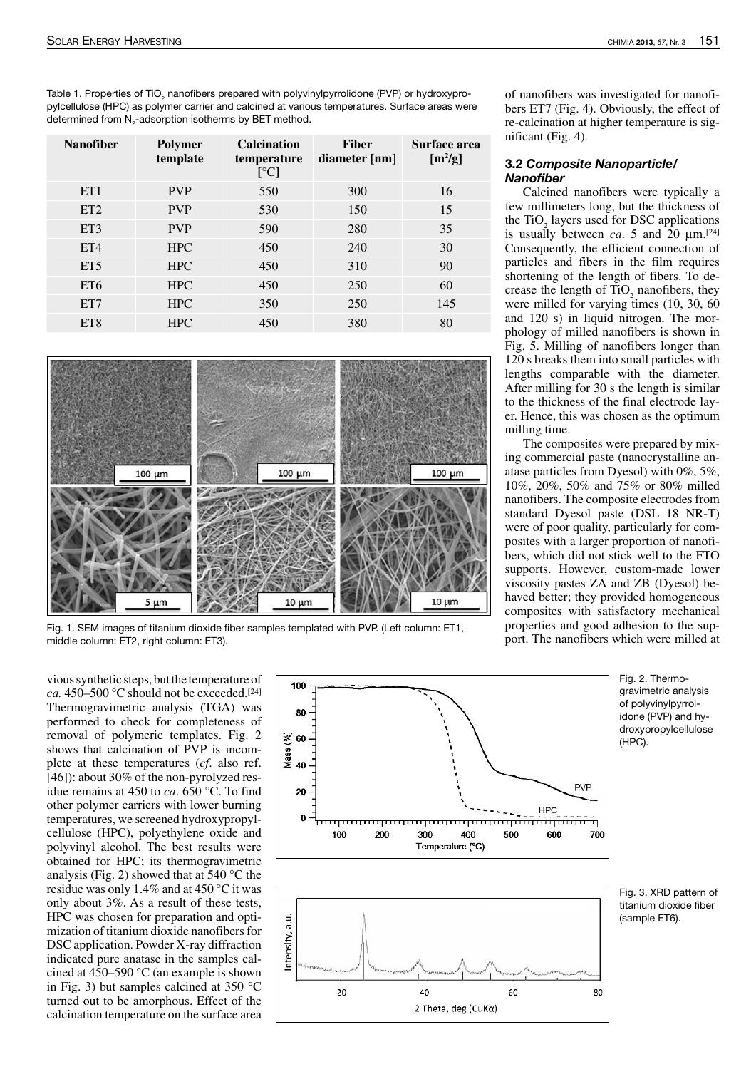Table 1. Properties of $TiO_2$ nanofibers prepared with polyvinylpyrrolidone (PVP) or hydroxypropylcellulose (HPC) as polymer carrier and calcined at various temperatures. Surface areas were determined from $N_2$-adsorption isotherms by BET method.

| Nanofiber | Polymer template | Calcination temperature [°C] | Fiber diameter [nm] | Surface area [$m^2$/g] |
|---|---|---|---|---|
| ET1 | PVP | 550 | 300 | 16 |
| ET2 | PVP | 530 | 150 | 15 |
| ET3 | PVP | 590 | 280 | 35 |
| ET4 | HPC | 450 | 240 | 30 |
| ET5 | HPC | 450 | 310 | 90 |
| ET6 | HPC | 450 | 250 | 60 |
| ET7 | HPC | 350 | 250 | 145 |
| ET8 | HPC | 450 | 380 | 80 |

Fig. 1. SEM images of titanium dioxide fiber samples templated with PVP. (Left column: ET1, middle column: ET2, right column: ET3).

vious synthetic steps, but the temperature of *ca.* 450–500 °C should not be exceeded.[24] Thermogravimetric analysis (TGA) was performed to check for completeness of removal of polymeric templates. Fig. 2 shows that calcination of PVP is incomplete at these temperatures (*cf*. also ref. [46]): about 30% of the non-pyrolyzed residue remains at 450 to *ca*. 650 °C. To find other polymer carriers with lower burning temperatures, we screened hydroxypropylcellulose (HPC), polyethylene oxide and polyvinyl alcohol. The best results were obtained for HPC; its thermogravimetric analysis (Fig. 2) showed that at 540 °C the residue was only 1.4% and at 450 °C it was only about 3%. As a result of these tests, HPC was chosen for preparation and optimization of titanium dioxide nanofibers for DSC application. Powder X-ray diffraction indicated pure anatase in the samples calcined at 450–590 °C (an example is shown in Fig. 3) but samples calcined at 350 °C turned out to be amorphous. Effect of the calcination temperature on the surface area of nanofibers was investigated for nanofibers ET7 (Fig. 4). Obviously, the effect of re-calcination at higher temperature is significant (Fig. 4).

Fig. 2. Thermogravimetric analysis of polyvinylpyrrolidone (PVP) and hydroxypropylcellulose (HPC).

Fig. 3. XRD pattern of titanium dioxide fiber (sample ET6).

### 3.2 Composite Nanoparticle/Nanofiber

Calcined nanofibers were typically a few millimeters long, but the thickness of the $TiO_2$ layers used for DSC applications is usually between *ca*. 5 and 20 µm.[24] Consequently, the efficient connection of particles and fibers in the film requires shortening of the length of fibers. To decrease the length of $TiO_2$ nanofibers, they were milled for varying times (10, 30, 60 and 120 s) in liquid nitrogen. The morphology of milled nanofibers is shown in Fig. 5. Milling of nanofibers longer than 120 s breaks them into small particles with lengths comparable with the diameter. After milling for 30 s the length is similar to the thickness of the final electrode layer. Hence, this was chosen as the optimum milling time.

The composites were prepared by mixing commercial paste (nanocrystalline anatase particles from Dyesol) with 0%, 5%, 10%, 20%, 50% and 75% or 80% milled nanofibers. The composite electrodes from standard Dyesol paste (DSL 18 NR-T) were of poor quality, particularly for composites with a larger proportion of nanofibers, which did not stick well to the FTO supports. However, custom-made lower viscosity pastes ZA and ZB (Dyesol) behaved better; they provided homogeneous composites with satisfactory mechanical properties and good adhesion to the support. The nanofibers which were milled at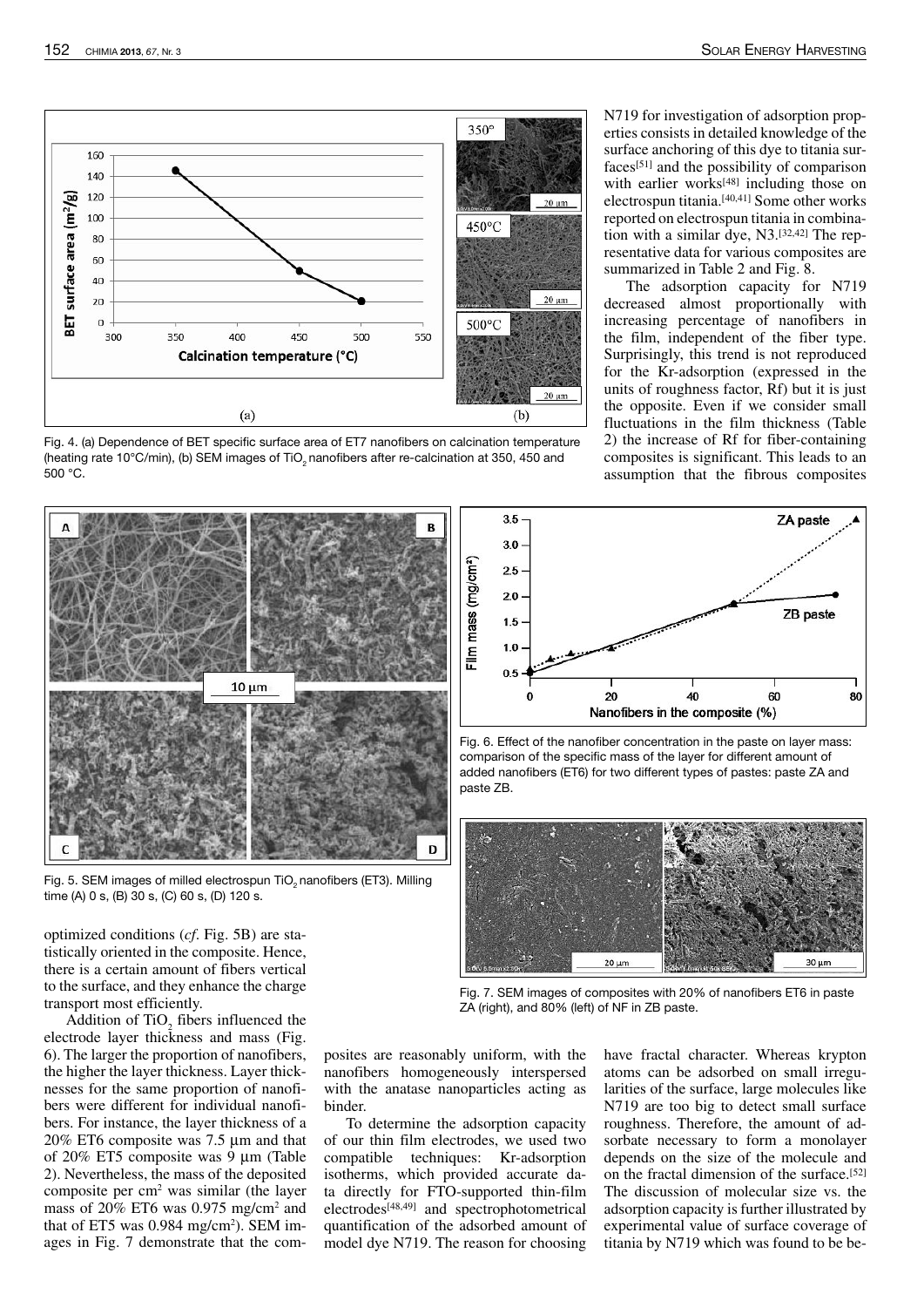Fig. 4. (a) Dependence of BET specific surface area of ET7 nanofibers on calcination temperature (heating rate 10°C/min), (b) SEM images of $TiO_2$ nanofibers after re-calcination at 350, 450 and 500 °C.

Fig. 5. SEM images of milled electrospun $TiO_2$ nanofibers (ET3). Milling time (A) 0 s, (B) 30 s, (C) 60 s, (D) 120 s.

Fig. 6. Effect of the nanofiber concentration in the paste on layer mass: comparison of the specific mass of the layer for different amount of added nanofibers (ET6) for two different types of pastes: paste ZA and paste ZB.

Fig. 7. SEM images of composites with 20% of nanofibers ET6 in paste ZA (right), and 80% (left) of NF in ZB paste.

optimized conditions (*cf.* Fig. 5B) are statistically oriented in the composite. Hence, there is a certain amount of fibers vertical to the surface, and they enhance the charge transport most efficiently.

Addition of $TiO_2$ fibers influenced the electrode layer thickness and mass (Fig. 6). The larger the proportion of nanofibers, the higher the layer thickness. Layer thicknesses for the same proportion of nanofibers were different for individual nanofibers. For instance, the layer thickness of a 20% ET6 composite was 7.5 µm and that of 20% ET5 composite was 9 µm (Table 2). Nevertheless, the mass of the deposited composite per $cm^2$ was similar (the layer mass of 20% ET6 was 0.975 mg/$cm^2$ and that of ET5 was 0.984 mg/$cm^2$). SEM images in Fig. 7 demonstrate that the composites are reasonably uniform, with the nanofibers homogeneously interspersed with the anatase nanoparticles acting as binder.

To determine the adsorption capacity of our thin film electrodes, we used two compatible techniques: Kr-adsorption isotherms, which provided accurate data directly for FTO-supported thin-film electrodes[48,49] and spectrophotometrical quantification of the adsorbed amount of model dye N719. The reason for choosing N719 for investigation of adsorption properties consists in detailed knowledge of the surface anchoring of this dye to titania surfaces[51] and the possibility of comparison with earlier works[48] including those on electrospun titania.[40,41] Some other works reported on electrospun titania in combination with a similar dye, N3.[32,42] The representative data for various composites are summarized in Table 2 and Fig. 8.

The adsorption capacity for N719 decreased almost proportionally with increasing percentage of nanofibers in the film, independent of the fiber type. Surprisingly, this trend is not reproduced for the Kr-adsorption (expressed in the units of roughness factor, Rf) but it is just the opposite. Even if we consider small fluctuations in the film thickness (Table 2) the increase of Rf for fiber-containing composites is significant. This leads to an assumption that the fibrous composites have fractal character. Whereas krypton atoms can be adsorbed on small irregularities of the surface, large molecules like N719 are too big to detect small surface roughness. Therefore, the amount of adsorbate necessary to form a monolayer depends on the size of the molecule and on the fractal dimension of the surface.[52] The discussion of molecular size vs. the adsorption capacity is further illustrated by experimental value of surface coverage of titania by N719 which was found to be be-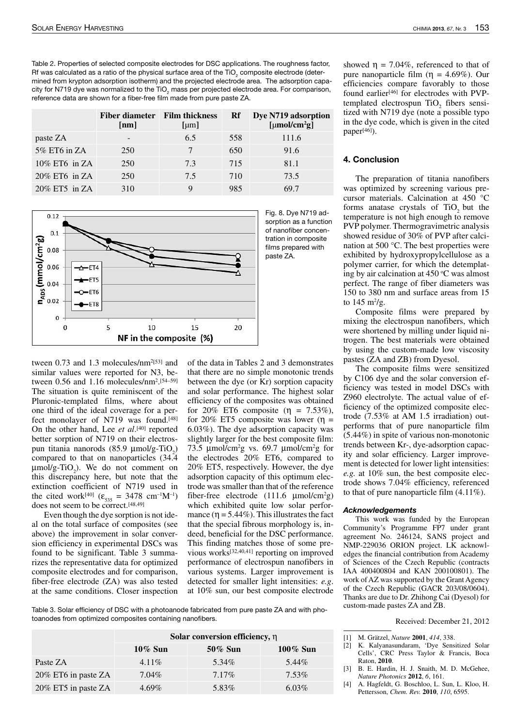Table 2. Properties of selected composite electrodes for DSC applications. The roughness factor, Rf was calculated as a ratio of the physical surface area of the $TiO_2$ composite electrode (determined from krypton adsorption isotherm) and the projected electrode area. The adsorption capacity for N719 dye was normalized to the $TiO_2$ mass per projected electrode area. For comparison, reference data are shown for a fiber-free film made from pure paste ZA.

| | Fiber diameter [nm] | Film thickness [μm] | Rf | Dye N719 adsorption [μmol/cm²g] |
|---|---|---|---|---|
| paste ZA | - | 6.5 | 558 | 111.6 |
| 5% ET6 in ZA | 250 | 7 | 650 | 91.6 |
| 10% ET6 in ZA | 250 | 7.3 | 715 | 81.1 |
| 20% ET6 in ZA | 250 | 7.5 | 710 | 73.5 |
| 20% ET5 in ZA | 310 | 9 | 985 | 69.7 |

Fig. 8. Dye N719 adsorption as a function of nanofiber concentration in composite films prepared with paste ZA.

tween 0.73 and 1.3 molecules/nm²[53] and similar values were reported for N3, between 0.56 and 1.16 molecules/nm².[54–59] The situation is quite reminiscent of the Pluronic-templated films, where about one third of the ideal coverage for a perfect monolayer of N719 was found.[48] On the other hand, Lee *et al*.[40] reported better sorption of N719 on their electrospun titania nanorods (85.9 μmol/g-$TiO_2$) compared to that on nanoparticles (34.4 μmol/g-$TiO_2$). We do not comment on this discrepancy here, but note that the extinction coefficient of N719 used in the cited work[40] ($\varepsilon_{535}$ = 3478 $cm^{-1}M^{-1}$) does not seem to be correct.[48,49]

Even though the dye sorption is not ideal on the total surface of composites (see above) the improvement in solar conversion efficiency in experimental DSCs was found to be significant. Table 3 summarizes the representative data for optimized composite electrodes and for comparison, fiber-free electrode (ZA) was also tested at the same conditions. Closer inspection of the data in Tables 2 and 3 demonstrates that there are no simple monotonic trends between the dye (or Kr) sorption capacity and solar performance. The highest solar efficiency of the composites was obtained for 20% ET6 composite ($\eta$ = 7.53%), for 20% ET5 composite was lower ($\eta$ = 6.03%). The dye adsorption capacity was slightly larger for the best composite film: 73.5 μmol/cm²g vs. 69.7 μmol/cm²g for the electrodes 20% ET6, compared to 20% ET5, respectively. However, the dye adsorption capacity of this optimum electrode was smaller than that of the reference fiber-free electrode (111.6 μmol/cm²g) which exhibited quite low solar performance ($\eta$ = 5.44%). This illustrates the fact that the special fibrous morphology is, indeed, beneficial for the DSC performance. This finding matches those of some previous works[32,40,41] reporting on improved performance of electrospun nanofibers in various systems. Larger improvement is detected for smaller light intensities: *e.g.* at 10% sun, our best composite electrode showed $\eta$ = 7.04%, referenced to that of pure nanoparticle film ($\eta$ = 4.69%). Our efficiencies compare favorably to those found earlier[46] for electrodes with PVP-templated electrospun $TiO_2$ fibers sensitized with N719 dye (note a possible typo in the dye code, which is given in the cited paper[46]).

Table 3. Solar efficiency of DSC with a photoanode fabricated from pure paste ZA and with photoanodes from optimized composites containing nanofibers.

| | Solar conversion efficiency, $\eta$ | | |
|---|---|---|---|
| | 10% Sun | 50% Sun | 100% Sun |
| Paste ZA | 4.11% | 5.34% | 5.44% |
| 20% ET6 in paste ZA | 7.04% | 7.17% | 7.53% |
| 20% ET5 in paste ZA | 4.69% | 5.83% | 6.03% |

## 4. Conclusion

The preparation of titania nanofibers was optimized by screening various precursor materials. Calcination at 450 °C forms anatase crystals of $TiO_2$ but the temperature is not high enough to remove PVP polymer. Thermogravimetric analysis showed residue of 30% of PVP after calcination at 500 °C. The best properties were exhibited by hydroxypropylcellulose as a polymer carrier, for which the detemplating by air calcination at 450 °C was almost perfect. The range of fiber diameters was 150 to 380 nm and surface areas from 15 to 145 m²/g.

Composite films were prepared by mixing the electrospun nanofibers, which were shortened by milling under liquid nitrogen. The best materials were obtained by using the custom-made low viscosity pastes (ZA and ZB) from Dyesol.

The composite films were sensitized by C106 dye and the solar conversion efficiency was tested in model DSCs with Z960 electrolyte. The actual value of efficiency of the optimized composite electrode (7.53% at AM 1.5 irradiation) outperforms that of pure nanoparticle film (5.44%) in spite of various non-monotonic trends between Kr-, dye-adsorption capacity and solar efficiency. Larger improvement is detected for lower light intensities: *e.g.* at 10% sun, the best composite electrode shows 7.04% efficiency, referenced to that of pure nanoparticle film (4.11%).

#### Acknowledgements

This work was funded by the European Community's Programme FP7 under grant agreement No. 246124, SANS project and NMP-229036 ORION project. LK acknowledges the financial contribution from Academy of Sciences of the Czech Republic (contracts IAA 400400804 and KAN 200100801). The work of AZ was supported by the Grant Agency of the Czech Republic (GACR 203/08/0604). Thanks are due to Dr. Zhihong Cai (Dyesol) for custom-made pastes ZA and ZB.

Received: December 21, 2012

[1] M. Grätzel, *Nature* **2001**, *414*, 338.
[2] K. Kalyanasundaram, 'Dye Sensitized Solar Cells', CRC Press Taylor & Francis, Boca Raton, **2010**.
[3] B. E. Hardin, H. J. Snaith, M. D. McGehee, *Nature Photonics* **2012**, *6*, 161.
[4] A. Hagfeldt, G. Boschloo, L. Sun, L. Kloo, H. Pettersson, *Chem. Rev.* **2010**, *110*, 6595.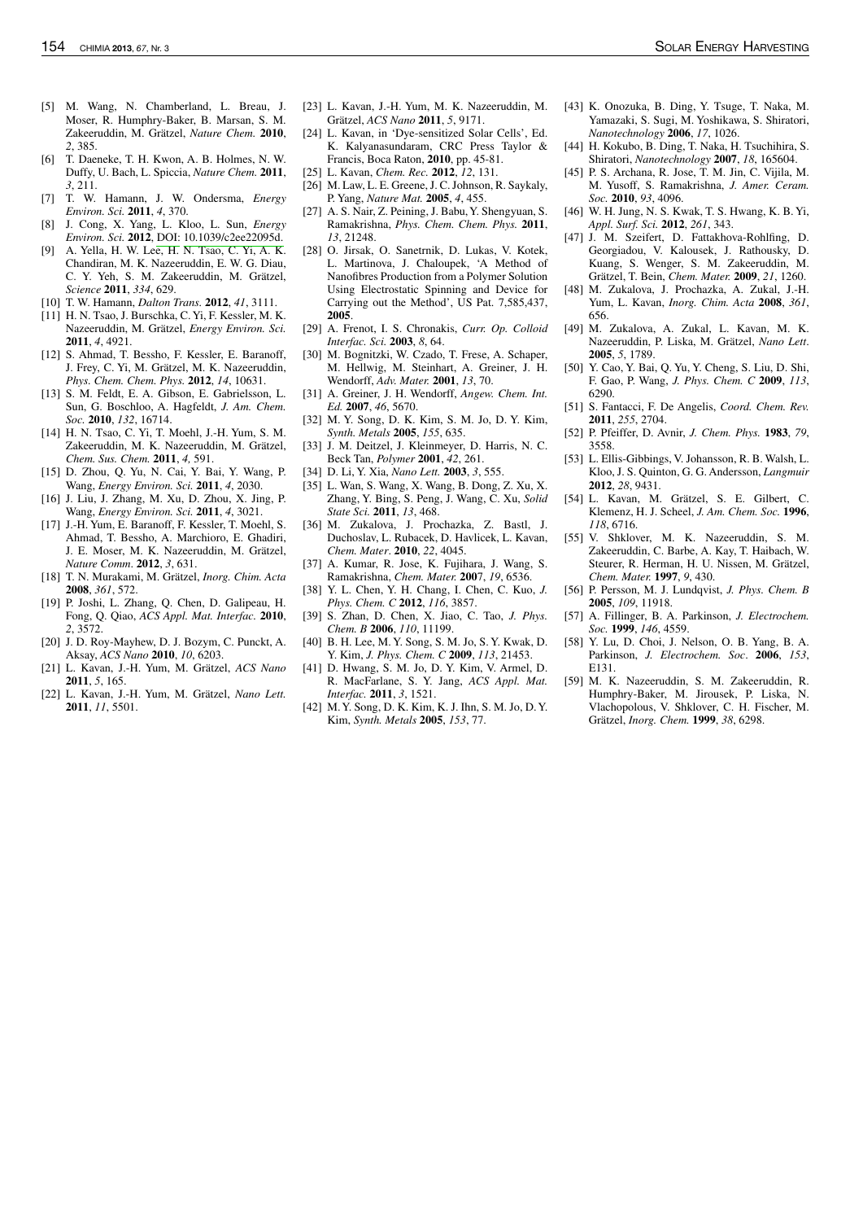[5] M. Wang, N. Chamberland, L. Breau, J. Moser, R. Humphry-Baker, B. Marsan, S. M. Zakeeruddin, M. Grätzel, *Nature Chem.* **2010**, *2*, 385.

[6] T. Daeneke, T. H. Kwon, A. B. Holmes, N. W. Duffy, U. Bach, L. Spiccia, *Nature Chem.* **2011**, *3*, 211.

[7] T. W. Hamann, J. W. Ondersma, *Energy Environ. Sci.* **2011**, *4*, 370.

[8] J. Cong, X. Yang, L. Kloo, L. Sun, *Energy Environ. Sci.* **2012**, DOI: 10.1039/c2ee22095d.

[9] A. Yella, H. W. Lee, H. N. Tsao, C. Yi, A. K. Chandiran, M. K. Nazeeruddin, E. W. G. Diau, C. Y. Yeh, S. M. Zakeeruddin, M. Grätzel, *Science* **2011**, *334*, 629.

[10] T. W. Hamann, *Dalton Trans.* **2012**, *41*, 3111.

[11] H. N. Tsao, J. Burschka, C. Yi, F. Kessler, M. K. Nazeeruddin, M. Grätzel, *Energy Environ. Sci.* **2011**, *4*, 4921.

[12] S. Ahmad, T. Bessho, F. Kessler, E. Baranoff, J. Frey, C. Yi, M. Grätzel, M. K. Nazeeruddin, *Phys. Chem. Chem. Phys.* **2012**, *14*, 10631.

[13] S. M. Feldt, E. A. Gibson, E. Gabrielsson, L. Sun, G. Boschloo, A. Hagfeldt, *J. Am. Chem. Soc.* **2010**, *132*, 16714.

[14] H. N. Tsao, C. Yi, T. Moehl, J.-H. Yum, S. M. Zakeeruddin, M. K. Nazeeruddin, M. Grätzel, *Chem. Sus. Chem.* **2011**, *4,* 591.

[15] D. Zhou, Q. Yu, N. Cai, Y. Bai, Y. Wang, P. Wang, *Energy Environ. Sci.* **2011**, *4*, 2030.

[16] J. Liu, J. Zhang, M. Xu, D. Zhou, X. Jing, P. Wang, *Energy Environ. Sci.* **2011**, *4*, 3021.

[17] J.-H. Yum, E. Baranoff, F. Kessler, T. Moehl, S. Ahmad, T. Bessho, A. Marchioro, E. Ghadiri, J. E. Moser, M. K. Nazeeruddin, M. Grätzel, *Nature Comm.* **2012**, *3*, 631.

[18] T. N. Murakami, M. Grätzel, *Inorg. Chim. Acta* **2008**, *361*, 572.

[19] P. Joshi, L. Zhang, Q. Chen, D. Galipeau, H. Fong, Q. Qiao, *ACS Appl. Mat. Interfac.* **2010**, *2*, 3572.

[20] J. D. Roy-Mayhew, D. J. Bozym, C. Punckt, A. Aksay, *ACS Nano* **2010**, *10*, 6203.

[21] L. Kavan, J.-H. Yum, M. Grätzel, *ACS Nano* **2011**, *5*, 165.

[22] L. Kavan, J.-H. Yum, M. Grätzel, *Nano Lett.* **2011**, *11*, 5501.

[23] L. Kavan, J.-H. Yum, M. K. Nazeeruddin, M. Grätzel, *ACS Nano* **2011**, *5*, 9171.

[24] L. Kavan, in 'Dye-sensitized Solar Cells', Ed. K. Kalyanasundaram, CRC Press Taylor & Francis, Boca Raton, **2010**, pp. 45-81.

[25] L. Kavan, *Chem. Rec.* **2012**, *12*, 131.

[26] M. Law, L. E. Greene, J. C. Johnson, R. Saykaly, P. Yang, *Nature Mat.* **2005**, *4*, 455.

[27] A. S. Nair, Z. Peining, J. Babu, Y. Shengyuan, S. Ramakrishna, *Phys. Chem. Chem. Phys.* **2011**, *13*, 21248.

[28] O. Jirsak, O. Sanetrnik, D. Lukas, V. Kotek, L. Martinova, J. Chaloupek, 'A Method of Nanofibres Production from a Polymer Solution Using Electrostatic Spinning and Device for Carrying out the Method', US Pat. 7,585,437, **2005**.

[29] A. Frenot, I. S. Chronakis, *Curr. Op. Colloid Interfac. Sci.* **2003**, *8*, 64.

[30] M. Bognitzki, W. Czado, T. Frese, A. Schaper, M. Hellwig, M. Steinhart, A. Greiner, J. H. Wendorff, *Adv. Mater.* **2001**, *13*, 70.

[31] A. Greiner, J. H. Wendorff, *Angew. Chem. Int. Ed.* **2007**, *46*, 5670.

[32] M. Y. Song, D. K. Kim, S. M. Jo, D. Y. Kim, *Synth. Metals* **2005**, *155*, 635.

[33] J. M. Deitzel, J. Kleinmeyer, D. Harris, N. C. Beck Tan, *Polymer* **2001**, *42*, 261.

[34] D. Li, Y. Xia, *Nano Lett.* **2003**, *3*, 555.

[35] L. Wan, S. Wang, X. Wang, B. Dong, Z. Xu, X. Zhang, Y. Bing, S. Peng, J. Wang, C. Xu, *Solid State Sci.* **2011**, *13*, 468.

[36] M. Zukalova, J. Prochazka, Z. Bastl, J. Duchoslav, L. Rubacek, D. Havlicek, L. Kavan, *Chem. Mater*. **2010**, *22*, 4045.

[37] A. Kumar, R. Jose, K. Fujihara, J. Wang, S. Ramakrishna, *Chem. Mater.* **2007**, *19*, 6536.

[38] Y. L. Chen, Y. H. Chang, I. Chen, C. Kuo, *J. Phys. Chem. C* **2012**, *116*, 3857.

[39] S. Zhan, D. Chen, X. Jiao, C. Tao, *J. Phys. Chem. B* **2006**, *110*, 11199.

[40] B. H. Lee, M. Y. Song, S. M. Jo, S. Y. Kwak, D. Y. Kim, *J. Phys. Chem. C* **2009**, *113*, 21453.

[41] D. Hwang, S. M. Jo, D. Y. Kim, V. Armel, D. R. MacFarlane, S. Y. Jang, *ACS Appl. Mat. Interfac.* **2011**, *3*, 1521.

[42] M. Y. Song, D. K. Kim, K. J. Ihn, S. M. Jo, D. Y. Kim, *Synth. Metals* **2005**, *153*, 77.

[43] K. Onozuka, B. Ding, Y. Tsuge, T. Naka, M. Yamazaki, S. Sugi, M. Yoshikawa, S. Shiratori, *Nanotechnology* **2006**, *17*, 1026.

[44] H. Kokubo, B. Ding, T. Naka, H. Tsuchihira, S. Shiratori, *Nanotechnology* **2007**, *18*, 165604.

[45] P. S. Archana, R. Jose, T. M. Jin, C. Vijila, M. M. Yusoff, S. Ramakrishna, *J. Amer. Ceram. Soc.* **2010**, *93*, 4096.

[46] W. H. Jung, N. S. Kwak, T. S. Hwang, K. B. Yi, *Appl. Surf. Sci.* **2012**, *261*, 343.

[47] J. M. Szeifert, D. Fattakhova-Rohlfing, D. Georgiadou, V. Kalousek, J. Rathousky, D. Kuang, S. Wenger, S. M. Zakeeruddin, M. Grätzel, T. Bein, *Chem. Mater.* **2009**, *21*, 1260.

[48] M. Zukalova, J. Prochazka, A. Zukal, J.-H. Yum, L. Kavan, *Inorg. Chim. Acta* **2008**, *361*, 656.

[49] M. Zukalova, A. Zukal, L. Kavan, M. K. Nazeeruddin, P. Liska, M. Grätzel, *Nano Lett*. **2005**, *5*, 1789.

[50] Y. Cao, Y. Bai, Q. Yu, Y. Cheng, S. Liu, D. Shi, F. Gao, P. Wang, *J. Phys. Chem. C* **2009**, *113*, 6290.

[51] S. Fantacci, F. De Angelis, *Coord. Chem. Rev.* **2011**, *255*, 2704.

[52] P. Pfeiffer, D. Avnir, *J. Chem. Phys.* **1983**, *79*, 3558.

[53] L. Ellis-Gibbings, V. Johansson, R. B. Walsh, L. Kloo, J. S. Quinton, G. G. Andersson, *Langmuir* **2012**, *28*, 9431.

[54] L. Kavan, M. Grätzel, S. E. Gilbert, C. Klemenz, H. J. Scheel, *J. Am. Chem. Soc.* **1996**, *118*, 6716.

[55] V. Shklover, M. K. Nazeeruddin, S. M. Zakeeruddin, C. Barbe, A. Kay, T. Haibach, W. Steurer, R. Herman, H. U. Nissen, M. Grätzel, *Chem. Mater.* **1997**, *9*, 430.

[56] P. Persson, M. J. Lundqvist, *J. Phys. Chem. B* **2005**, *109*, 11918.

[57] A. Fillinger, B. A. Parkinson, *J. Electrochem. Soc.* **1999**, *146*, 4559.

[58] Y. Lu, D. Choi, J. Nelson, O. B. Yang, B. A. Parkinson, *J. Electrochem. Soc*. **2006**, *153*, E131.

[59] M. K. Nazeeruddin, S. M. Zakeeruddin, R. Humphry-Baker, M. Jirousek, P. Liska, N. Vlachopolous, V. Shklover, C. H. Fischer, M. Grätzel, *Inorg. Chem.* **1999**, *38*, 6298.